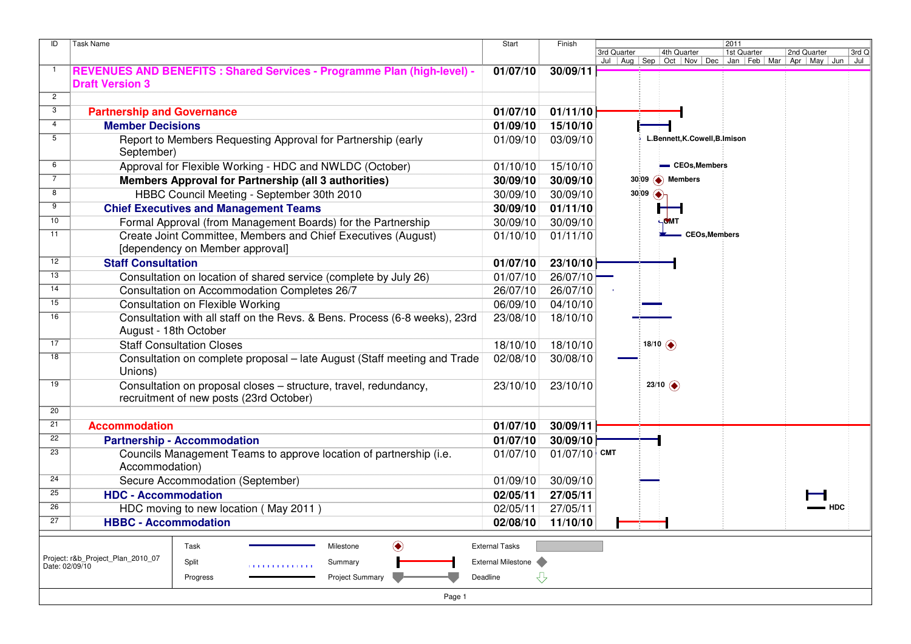| ID | Task Name | Start | Finish | Resources |
|---|---|---|---|---|
| 1 | **REVENUES AND BENEFITS : Shared Services - Programme Plan (high-level) - Draft Version 3** | **01/07/10** | **30/09/11** | |
| 2 | | | | |
| 3 | **Partnership and Governance** | **01/07/10** | **01/11/10** | |
| 4 | **Member Decisions** | **01/09/10** | **15/10/10** | |
| 5 | Report to Members Requesting Approval for Partnership (early September) | 01/09/10 | 03/09/10 | L.Bennett,K.Cowell,B.Imison |
| 6 | Approval for Flexible Working - HDC and NWLDC (October) | 01/10/10 | 15/10/10 | CEOs,Members |
| 7 | **Members Approval for Partnership (all 3 authorities)** | **30/09/10** | **30/09/10** | 30/09 Members |
| 8 | HBBC Council Meeting - September 30th 2010 | 30/09/10 | 30/09/10 | 30/09 |
| 9 | **Chief Executives and Management Teams** | **30/09/10** | **01/11/10** | |
| 10 | Formal Approval (from Management Boards) for the Partnership | 30/09/10 | 30/09/10 | CMT |
| 11 | Create Joint Committee, Members and Chief Executives (August) [dependency on Member approval] | 01/10/10 | 01/11/10 | CEOs,Members |
| 12 | **Staff Consultation** | **01/07/10** | **23/10/10** | |
| 13 | Consultation on location of shared service (complete by July 26) | 01/07/10 | 26/07/10 | |
| 14 | Consultation on Accommodation Completes 26/7 | 26/07/10 | 26/07/10 | |
| 15 | Consultation on Flexible Working | 06/09/10 | 04/10/10 | |
| 16 | Consultation with all staff on the Revs. & Bens. Process (6-8 weeks), 23rd August - 18th October | 23/08/10 | 18/10/10 | |
| 17 | Staff Consultation Closes | 18/10/10 | 18/10/10 | 18/10 |
| 18 | Consultation on complete proposal – late August (Staff meeting and Trade Unions) | 02/08/10 | 30/08/10 | |
| 19 | Consultation on proposal closes – structure, travel, redundancy, recruitment of new posts (23rd October) | 23/10/10 | 23/10/10 | 23/10 |
| 20 | | | | |
| 21 | **Accommodation** | **01/07/10** | **30/09/11** | |
| 22 | **Partnership - Accommodation** | **01/07/10** | **30/09/10** | |
| 23 | Councils Management Teams to approve location of partnership (i.e. Accommodation) | 01/07/10 | 01/07/10 | CMT |
| 24 | Secure Accommodation (September) | 01/09/10 | 30/09/10 | |
| 25 | **HDC - Accommodation** | **02/05/11** | **27/05/11** | |
| 26 | HDC moving to new location ( May 2011 ) | 02/05/11 | 27/05/11 | HDC |
| 27 | **HBBC - Accommodation** | **02/08/10** | **11/10/10** | |

Project: r&b_Project_Plan_2010_07
Date: 02/09/10

Legend: Task, Split, Progress, Milestone, Summary, Project Summary, External Tasks, External Milestone, Deadline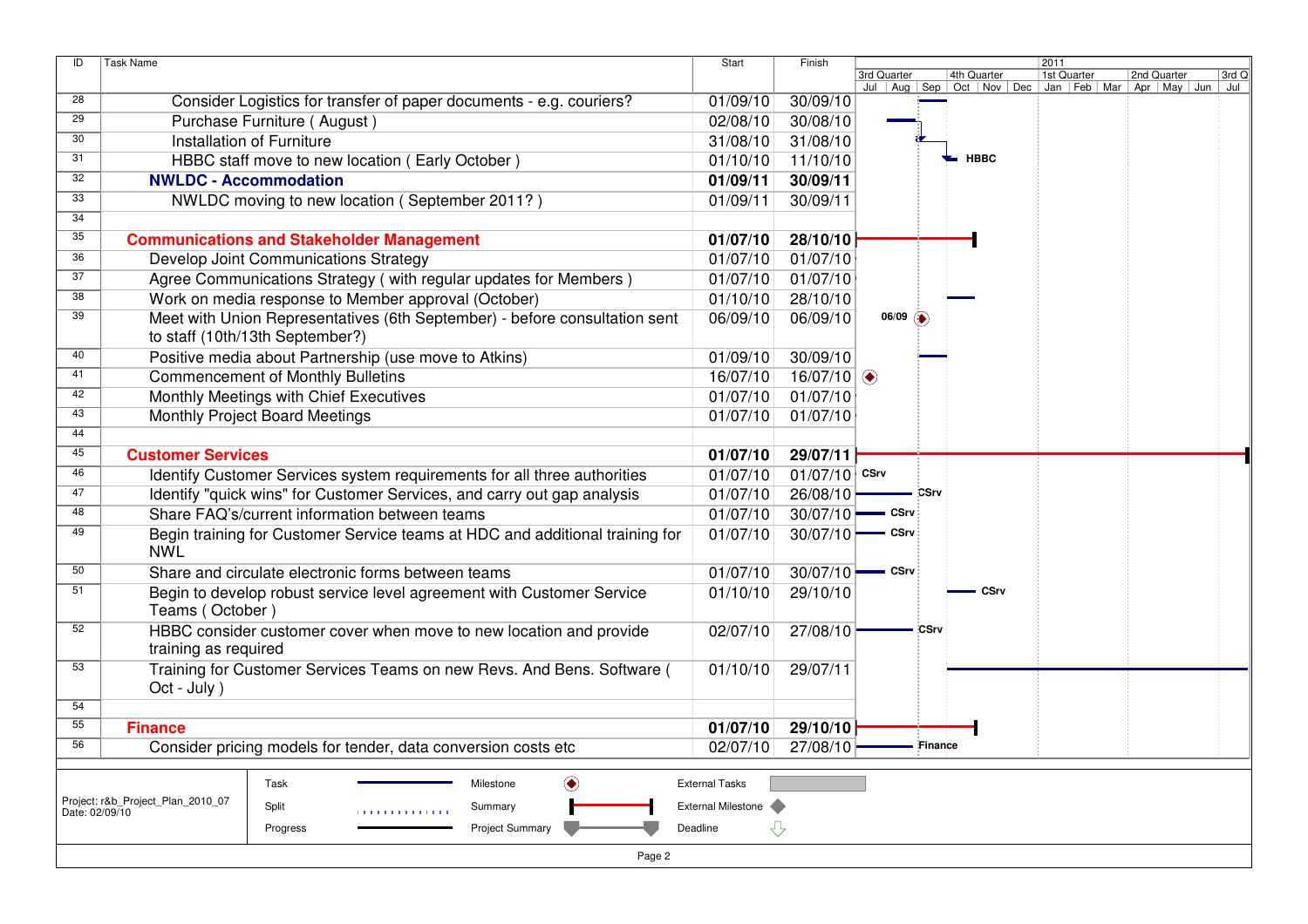| ID | Task Name | Start | Finish |
|---|---|---|---|
| 28 | Consider Logistics for transfer of paper documents - e.g. couriers? | 01/09/10 | 30/09/10 |
| 29 | Purchase Furniture ( August ) | 02/08/10 | 30/08/10 |
| 30 | Installation of Furniture | 31/08/10 | 31/08/10 |
| 31 | HBBC staff move to new location ( Early October ) | 01/10/10 | 11/10/10 |
| 32 | **NWLDC - Accommodation** | **01/09/11** | **30/09/11** |
| 33 | NWLDC moving to new location ( September 2011? ) | 01/09/11 | 30/09/11 |
| 34 | | | |
| 35 | **Communications and Stakeholder Management** | **01/07/10** | **28/10/10** |
| 36 | Develop Joint Communications Strategy | 01/07/10 | 01/07/10 |
| 37 | Agree Communications Strategy ( with regular updates for Members ) | 01/07/10 | 01/07/10 |
| 38 | Work on media response to Member approval (October) | 01/10/10 | 28/10/10 |
| 39 | Meet with Union Representatives (6th September) - before consultation sent to staff (10th/13th September?) | 06/09/10 | 06/09/10 |
| 40 | Positive media about Partnership (use move to Atkins) | 01/09/10 | 30/09/10 |
| 41 | Commencement of Monthly Bulletins | 16/07/10 | 16/07/10 |
| 42 | Monthly Meetings with Chief Executives | 01/07/10 | 01/07/10 |
| 43 | Monthly Project Board Meetings | 01/07/10 | 01/07/10 |
| 44 | | | |
| 45 | **Customer Services** | **01/07/10** | **29/07/11** |
| 46 | Identify Customer Services system requirements for all three authorities | 01/07/10 | 01/07/10 |
| 47 | Identify "quick wins" for Customer Services, and carry out gap analysis | 01/07/10 | 26/08/10 |
| 48 | Share FAQ's/current information between teams | 01/07/10 | 30/07/10 |
| 49 | Begin training for Customer Service teams at HDC and additional training for NWL | 01/07/10 | 30/07/10 |
| 50 | Share and circulate electronic forms between teams | 01/07/10 | 30/07/10 |
| 51 | Begin to develop robust service level agreement with Customer Service Teams ( October ) | 01/10/10 | 29/10/10 |
| 52 | HBBC consider customer cover when move to new location and provide training as required | 02/07/10 | 27/08/10 |
| 53 | Training for Customer Services Teams on new Revs. And Bens. Software ( Oct - July ) | 01/10/10 | 29/07/11 |
| 54 | | | |
| 55 | **Finance** | **01/07/10** | **29/10/10** |
| 56 | Consider pricing models for tender, data conversion costs etc | 02/07/10 | 27/08/10 |

Project: r&b_Project_Plan_2010_07
Date: 02/09/10

Legend: Task, Split, Progress, Milestone, Summary, Project Summary, External Tasks, External Milestone, Deadline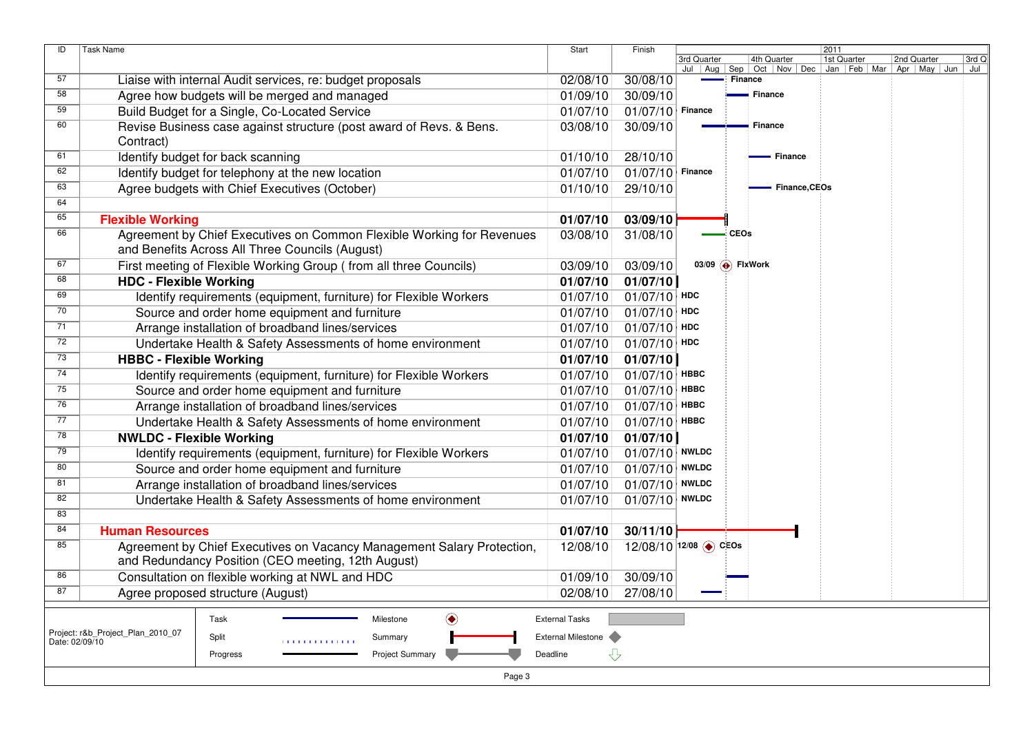| ID | Task Name | Start | Finish | Resource |
|---|---|---|---|---|
| 57 | Liaise with internal Audit services, re: budget proposals | 02/08/10 | 30/08/10 | Finance |
| 58 | Agree how budgets will be merged and managed | 01/09/10 | 30/09/10 | Finance |
| 59 | Build Budget for a Single, Co-Located Service | 01/07/10 | 01/07/10 | Finance |
| 60 | Revise Business case against structure (post award of Revs. & Bens. Contract) | 03/08/10 | 30/09/10 | Finance |
| 61 | Identify budget for back scanning | 01/10/10 | 28/10/10 | Finance |
| 62 | Identify budget for telephony at the new location | 01/07/10 | 01/07/10 | Finance |
| 63 | Agree budgets with Chief Executives (October) | 01/10/10 | 29/10/10 | Finance,CEOs |
| 64 | | | | |
| 65 | **Flexible Working** | **01/07/10** | **03/09/10** | |
| 66 | Agreement by Chief Executives on Common Flexible Working for Revenues and Benefits Across All Three Councils (August) | 03/08/10 | 31/08/10 | CEOs |
| 67 | First meeting of Flexible Working Group ( from all three Councils) | 03/09/10 | 03/09/10 | 03/09 FlxWork |
| 68 | **HDC - Flexible Working** | **01/07/10** | **01/07/10** | |
| 69 | Identify requirements (equipment, furniture) for Flexible Workers | 01/07/10 | 01/07/10 | HDC |
| 70 | Source and order home equipment and furniture | 01/07/10 | 01/07/10 | HDC |
| 71 | Arrange installation of broadband lines/services | 01/07/10 | 01/07/10 | HDC |
| 72 | Undertake Health & Safety Assessments of home environment | 01/07/10 | 01/07/10 | HDC |
| 73 | **HBBC - Flexible Working** | **01/07/10** | **01/07/10** | |
| 74 | Identify requirements (equipment, furniture) for Flexible Workers | 01/07/10 | 01/07/10 | HBBC |
| 75 | Source and order home equipment and furniture | 01/07/10 | 01/07/10 | HBBC |
| 76 | Arrange installation of broadband lines/services | 01/07/10 | 01/07/10 | HBBC |
| 77 | Undertake Health & Safety Assessments of home environment | 01/07/10 | 01/07/10 | HBBC |
| 78 | **NWLDC - Flexible Working** | **01/07/10** | **01/07/10** | |
| 79 | Identify requirements (equipment, furniture) for Flexible Workers | 01/07/10 | 01/07/10 | NWLDC |
| 80 | Source and order home equipment and furniture | 01/07/10 | 01/07/10 | NWLDC |
| 81 | Arrange installation of broadband lines/services | 01/07/10 | 01/07/10 | NWLDC |
| 82 | Undertake Health & Safety Assessments of home environment | 01/07/10 | 01/07/10 | NWLDC |
| 83 | | | | |
| 84 | **Human Resources** | **01/07/10** | **30/11/10** | |
| 85 | Agreement by Chief Executives on Vacancy Management Salary Protection, and Redundancy Position (CEO meeting, 12th August) | 12/08/10 | 12/08/10 | 12/08 CEOs |
| 86 | Consultation on flexible working at NWL and HDC | 01/09/10 | 30/09/10 | |
| 87 | Agree proposed structure (August) | 02/08/10 | 27/08/10 | |

Project: r&b_Project_Plan_2010_07
Date: 02/09/10

Legend: Task, Split, Progress, Milestone, Summary, Project Summary, External Tasks, External Milestone, Deadline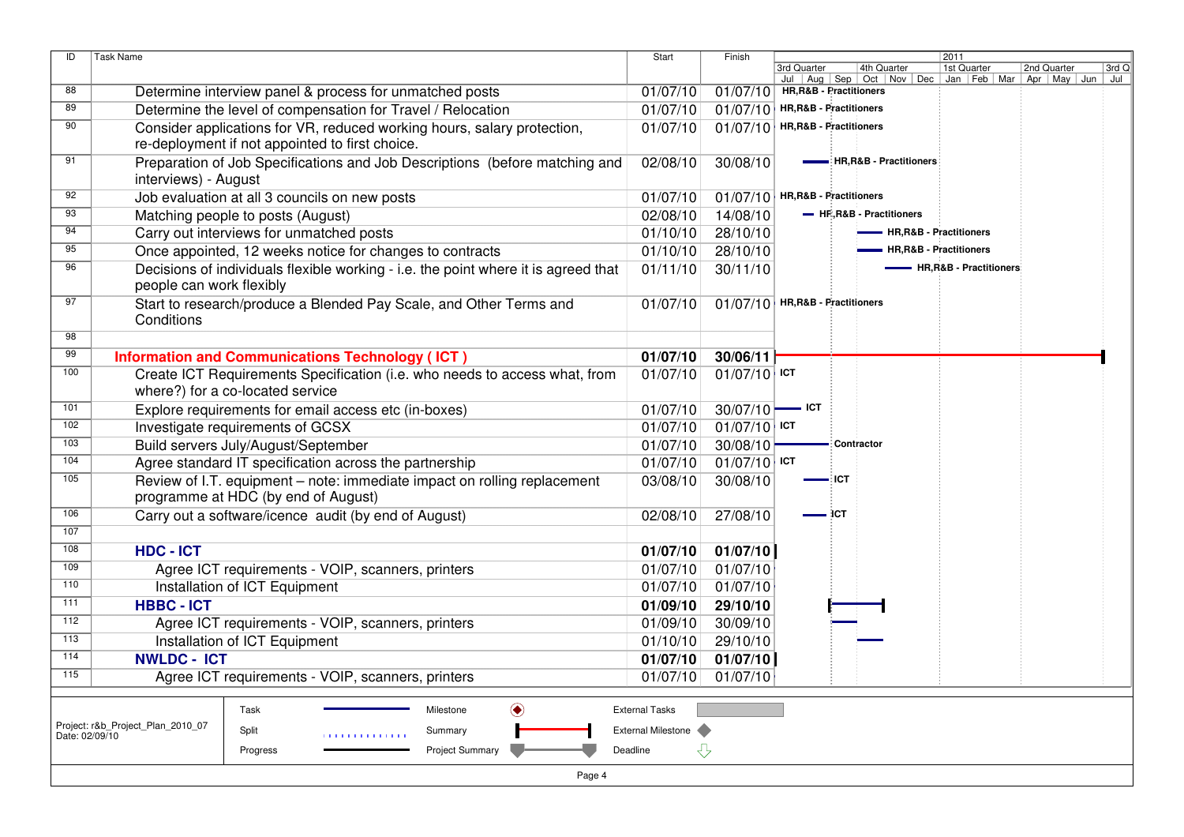| ID | Task Name | Start | Finish | Resource |
|---|---|---|---|---|
| 88 | Determine interview panel & process for unmatched posts | 01/07/10 | 01/07/10 | HR,R&B - Practitioners |
| 89 | Determine the level of compensation for Travel / Relocation | 01/07/10 | 01/07/10 | HR,R&B - Practitioners |
| 90 | Consider applications for VR, reduced working hours, salary protection, re-deployment if not appointed to first choice. | 01/07/10 | 01/07/10 | HR,R&B - Practitioners |
| 91 | Preparation of Job Specifications and Job Descriptions (before matching and interviews) - August | 02/08/10 | 30/08/10 | HR,R&B - Practitioners |
| 92 | Job evaluation at all 3 councils on new posts | 01/07/10 | 01/07/10 | HR,R&B - Practitioners |
| 93 | Matching people to posts (August) | 02/08/10 | 14/08/10 | HR,R&B - Practitioners |
| 94 | Carry out interviews for unmatched posts | 01/10/10 | 28/10/10 | HR,R&B - Practitioners |
| 95 | Once appointed, 12 weeks notice for changes to contracts | 01/10/10 | 28/10/10 | HR,R&B - Practitioners |
| 96 | Decisions of individuals flexible working - i.e. the point where it is agreed that people can work flexibly | 01/11/10 | 30/11/10 | HR,R&B - Practitioners |
| 97 | Start to research/produce a Blended Pay Scale, and Other Terms and Conditions | 01/07/10 | 01/07/10 | HR,R&B - Practitioners |
| 98 | | | | |
| 99 | **Information and Communications Technology ( ICT )** | **01/07/10** | **30/06/11** | |
| 100 | Create ICT Requirements Specification (i.e. who needs to access what, from where?) for a co-located service | 01/07/10 | 01/07/10 | ICT |
| 101 | Explore requirements for email access etc (in-boxes) | 01/07/10 | 30/07/10 | ICT |
| 102 | Investigate requirements of GCSX | 01/07/10 | 01/07/10 | ICT |
| 103 | Build servers July/August/September | 01/07/10 | 30/08/10 | Contractor |
| 104 | Agree standard IT specification across the partnership | 01/07/10 | 01/07/10 | ICT |
| 105 | Review of I.T. equipment – note: immediate impact on rolling replacement programme at HDC (by end of August) | 03/08/10 | 30/08/10 | ICT |
| 106 | Carry out a software/icence audit (by end of August) | 02/08/10 | 27/08/10 | ICT |
| 107 | | | | |
| 108 | **HDC - ICT** | **01/07/10** | **01/07/10** | |
| 109 | Agree ICT requirements - VOIP, scanners, printers | 01/07/10 | 01/07/10 | |
| 110 | Installation of ICT Equipment | 01/07/10 | 01/07/10 | |
| 111 | **HBBC - ICT** | **01/09/10** | **29/10/10** | |
| 112 | Agree ICT requirements - VOIP, scanners, printers | 01/09/10 | 30/09/10 | |
| 113 | Installation of ICT Equipment | 01/10/10 | 29/10/10 | |
| 114 | **NWLDC - ICT** | **01/07/10** | **01/07/10** | |
| 115 | Agree ICT requirements - VOIP, scanners, printers | 01/07/10 | 01/07/10 | |

Project: r&b_Project_Plan_2010_07
Date: 02/09/10

Legend: Task, Split, Progress, Milestone, Summary, Project Summary, External Tasks, External Milestone, Deadline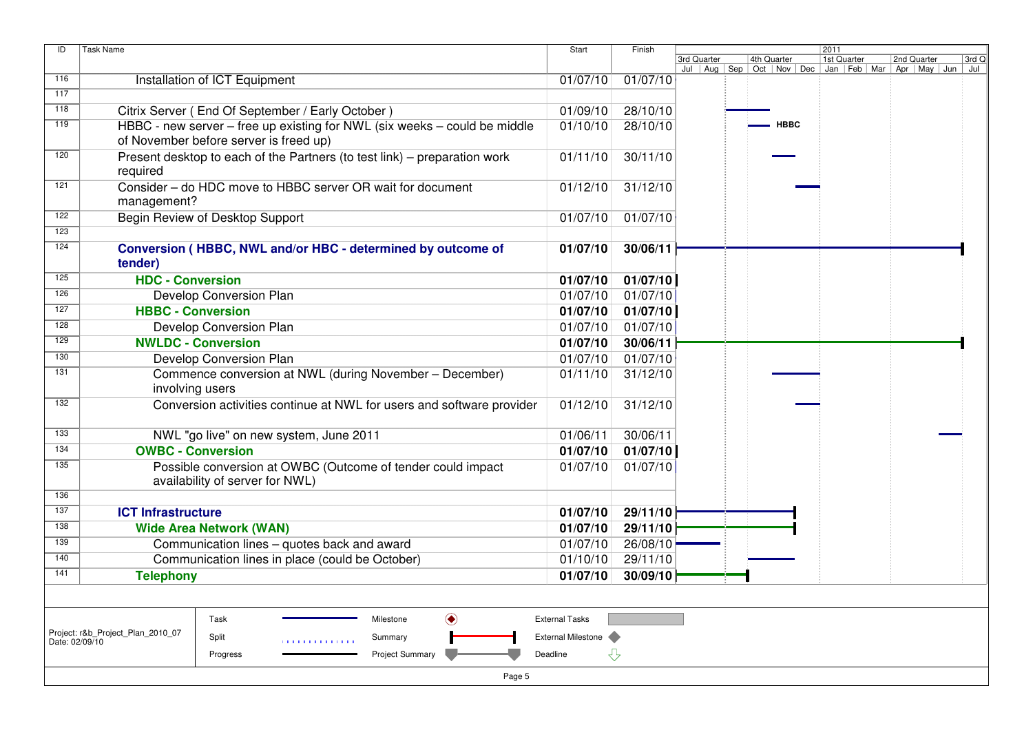| ID | Task Name | Start | Finish |
|---|---|---|---|
| 116 | Installation of ICT Equipment | 01/07/10 | 01/07/10 |
| 117 | | | |
| 118 | Citrix Server ( End Of September / Early October ) | 01/09/10 | 28/10/10 |
| 119 | HBBC - new server – free up existing for NWL (six weeks – could be middle of November before server is freed up) | 01/10/10 | 28/10/10 |
| 120 | Present desktop to each of the Partners (to test link) – preparation work required | 01/11/10 | 30/11/10 |
| 121 | Consider – do HDC move to HBBC server OR wait for document management? | 01/12/10 | 31/12/10 |
| 122 | Begin Review of Desktop Support | 01/07/10 | 01/07/10 |
| 123 | | | |
| 124 | **Conversion ( HBBC, NWL and/or HBC - determined by outcome of tender)** | **01/07/10** | **30/06/11** |
| 125 | **HDC - Conversion** | **01/07/10** | **01/07/10** |
| 126 | Develop Conversion Plan | 01/07/10 | 01/07/10 |
| 127 | **HBBC - Conversion** | **01/07/10** | **01/07/10** |
| 128 | Develop Conversion Plan | 01/07/10 | 01/07/10 |
| 129 | **NWLDC - Conversion** | **01/07/10** | **30/06/11** |
| 130 | Develop Conversion Plan | 01/07/10 | 01/07/10 |
| 131 | Commence conversion at NWL (during November – December) involving users | 01/11/10 | 31/12/10 |
| 132 | Conversion activities continue at NWL for users and software provider | 01/12/10 | 31/12/10 |
| 133 | NWL "go live" on new system, June 2011 | 01/06/11 | 30/06/11 |
| 134 | **OWBC - Conversion** | **01/07/10** | **01/07/10** |
| 135 | Possible conversion at OWBC (Outcome of tender could impact availability of server for NWL) | 01/07/10 | 01/07/10 |
| 136 | | | |
| 137 | **ICT Infrastructure** | **01/07/10** | **29/11/10** |
| 138 | **Wide Area Network (WAN)** | **01/07/10** | **29/11/10** |
| 139 | Communication lines – quotes back and award | 01/07/10 | 26/08/10 |
| 140 | Communication lines in place (could be October) | 01/10/10 | 29/11/10 |
| 141 | **Telephony** | **01/07/10** | **30/09/10** |

Project: r&b_Project_Plan_2010_07
Date: 02/09/10

Legend: Task, Split, Progress, Milestone, Summary, Project Summary, External Tasks, External Milestone, Deadline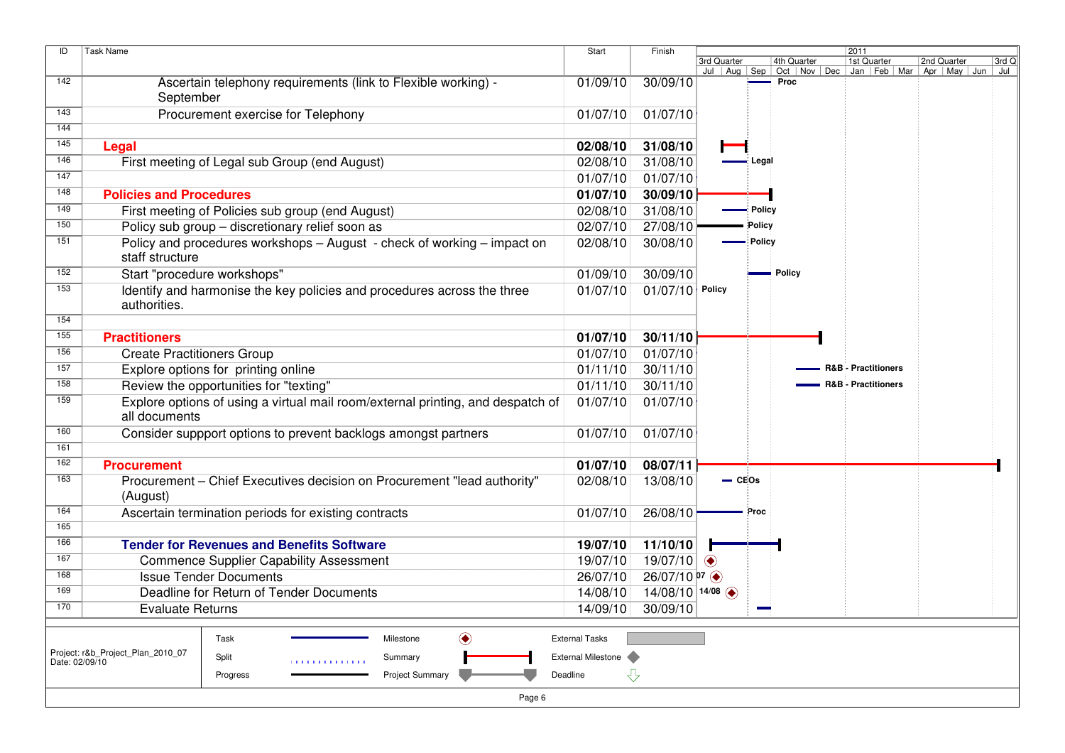| ID | Task Name | Start | Finish | Gantt label |
|---|---|---|---|---|
| 142 | Ascertain telephony requirements (link to Flexible working) - September | 01/09/10 | 30/09/10 | Proc |
| 143 | Procurement exercise for Telephony | 01/07/10 | 01/07/10 | |
| 144 | | | | |
| 145 | **Legal** | **02/08/10** | **31/08/10** | |
| 146 | First meeting of Legal sub Group (end August) | 02/08/10 | 31/08/10 | Legal |
| 147 | | 01/07/10 | 01/07/10 | |
| 148 | **Policies and Procedures** | **01/07/10** | **30/09/10** | |
| 149 | First meeting of Policies sub group (end August) | 02/08/10 | 31/08/10 | Policy |
| 150 | Policy sub group – discretionary relief soon as | 02/07/10 | 27/08/10 | Policy |
| 151 | Policy and procedures workshops – August - check of working – impact on staff structure | 02/08/10 | 30/08/10 | Policy |
| 152 | Start "procedure workshops" | 01/09/10 | 30/09/10 | Policy |
| 153 | Identify and harmonise the key policies and procedures across the three authorities. | 01/07/10 | 01/07/10 | Policy |
| 154 | | | | |
| 155 | **Practitioners** | **01/07/10** | **30/11/10** | |
| 156 | Create Practitioners Group | 01/07/10 | 01/07/10 | |
| 157 | Explore options for printing online | 01/11/10 | 30/11/10 | R&B - Practitioners |
| 158 | Review the opportunities for "texting" | 01/11/10 | 30/11/10 | R&B - Practitioners |
| 159 | Explore options of using a virtual mail room/external printing, and despatch of all documents | 01/07/10 | 01/07/10 | |
| 160 | Consider suppport options to prevent backlogs amongst partners | 01/07/10 | 01/07/10 | |
| 161 | | | | |
| 162 | **Procurement** | **01/07/10** | **08/07/11** | |
| 163 | Procurement – Chief Executives decision on Procurement "lead authority" (August) | 02/08/10 | 13/08/10 | CEOs |
| 164 | Ascertain termination periods for existing contracts | 01/07/10 | 26/08/10 | Proc |
| 165 | | | | |
| 166 | **Tender for Revenues and Benefits Software** | **19/07/10** | **11/10/10** | |
| 167 | Commence Supplier Capability Assessment | 19/07/10 | 19/07/10 | |
| 168 | Issue Tender Documents | 26/07/10 | 26/07/10 | 07 |
| 169 | Deadline for Return of Tender Documents | 14/08/10 | 14/08/10 | 14/08 |
| 170 | Evaluate Returns | 14/09/10 | 30/09/10 | |

Project: r&b_Project_Plan_2010_07
Date: 02/09/10

Legend: Task; Split; Progress; Milestone; Summary; Project Summary; External Tasks; External Milestone; Deadline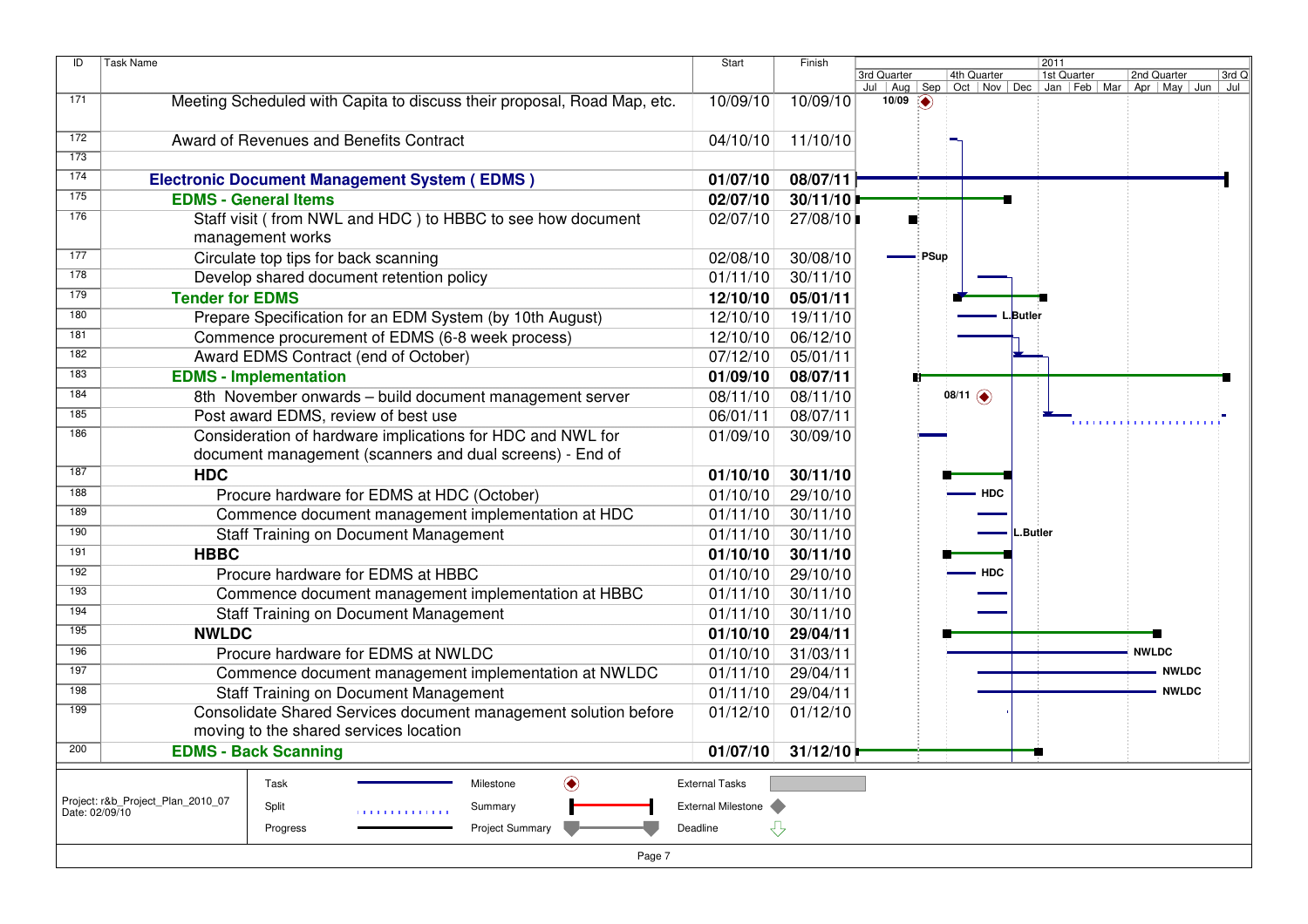| ID | Task Name | Start | Finish |
|---|---|---|---|
| 171 | Meeting Scheduled with Capita to discuss their proposal, Road Map, etc. | 10/09/10 | 10/09/10 |
| 172 | Award of Revenues and Benefits Contract | 04/10/10 | 11/10/10 |
| 173 | | | |
| 174 | **Electronic Document Management System ( EDMS )** | **01/07/10** | **08/07/11** |
| 175 | **EDMS - General Items** | **02/07/10** | **30/11/10** |
| 176 | Staff visit ( from NWL and HDC ) to HBBC to see how document management works | 02/07/10 | 27/08/10 |
| 177 | Circulate top tips for back scanning | 02/08/10 | 30/08/10 |
| 178 | Develop shared document retention policy | 01/11/10 | 30/11/10 |
| 179 | **Tender for EDMS** | **12/10/10** | **05/01/11** |
| 180 | Prepare Specification for an EDM System (by 10th August) | 12/10/10 | 19/11/10 |
| 181 | Commence procurement of EDMS (6-8 week process) | 12/10/10 | 06/12/10 |
| 182 | Award EDMS Contract (end of October) | 07/12/10 | 05/01/11 |
| 183 | **EDMS - Implementation** | **01/09/10** | **08/07/11** |
| 184 | 8th November onwards – build document management server | 08/11/10 | 08/11/10 |
| 185 | Post award EDMS, review of best use | 06/01/11 | 08/07/11 |
| 186 | Consideration of hardware implications for HDC and NWL for document management (scanners and dual screens) - End of | 01/09/10 | 30/09/10 |
| 187 | **HDC** | **01/10/10** | **30/11/10** |
| 188 | Procure hardware for EDMS at HDC (October) | 01/10/10 | 29/10/10 |
| 189 | Commence document management implementation at HDC | 01/11/10 | 30/11/10 |
| 190 | Staff Training on Document Management | 01/11/10 | 30/11/10 |
| 191 | **HBBC** | **01/10/10** | **30/11/10** |
| 192 | Procure hardware for EDMS at HBBC | 01/10/10 | 29/10/10 |
| 193 | Commence document management implementation at HBBC | 01/11/10 | 30/11/10 |
| 194 | Staff Training on Document Management | 01/11/10 | 30/11/10 |
| 195 | **NWLDC** | **01/10/10** | **29/04/11** |
| 196 | Procure hardware for EDMS at NWLDC | 01/10/10 | 31/03/11 |
| 197 | Commence document management implementation at NWLDC | 01/11/10 | 29/04/11 |
| 198 | Staff Training on Document Management | 01/11/10 | 29/04/11 |
| 199 | Consolidate Shared Services document management solution before moving to the shared services location | 01/12/10 | 01/12/10 |
| 200 | **EDMS - Back Scanning** | **01/07/10** | **31/12/10** |

Project: r&b_Project_Plan_2010_07
Date: 02/09/10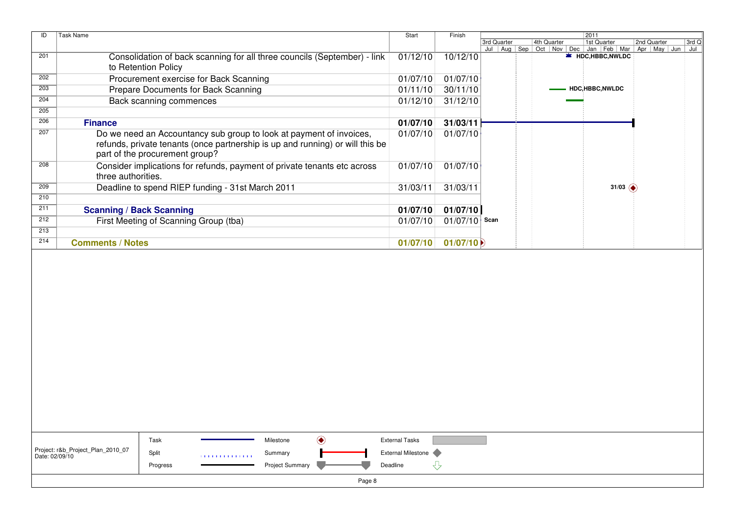| ID | Task Name | Start | Finish | Gantt |
|---|---|---|---|---|
| 201 | Consolidation of back scanning for all three councils (September) - link to Retention Policy | 01/12/10 | 10/12/10 | HDC,HBBC,NWLDC |
| 202 | Procurement exercise for Back Scanning | 01/07/10 | 01/07/10 | |
| 203 | Prepare Documents for Back Scanning | 01/11/10 | 30/11/10 | HDC,HBBC,NWLDC |
| 204 | Back scanning commences | 01/12/10 | 31/12/10 | |
| 205 | | | | |
| 206 | **Finance** | **01/07/10** | **31/03/11** | |
| 207 | Do we need an Accountancy sub group to look at payment of invoices, refunds, private tenants (once partnership is up and running) or will this be part of the procurement group? | 01/07/10 | 01/07/10 | |
| 208 | Consider implications for refunds, payment of private tenants etc across three authorities. | 01/07/10 | 01/07/10 | |
| 209 | Deadline to spend RIEP funding - 31st March 2011 | 31/03/11 | 31/03/11 | 31/03 |
| 210 | | | | |
| 211 | **Scanning / Back Scanning** | **01/07/10** | **01/07/10** | |
| 212 | First Meeting of Scanning Group (tba) | 01/07/10 | 01/07/10 | Scan |
| 213 | | | | |
| 214 | **Comments / Notes** | **01/07/10** | **01/07/10** | |

Project: r&b_Project_Plan_2010_07
Date: 02/09/10

Legend: Task, Split, Progress, Milestone, Summary, Project Summary, External Tasks, External Milestone, Deadline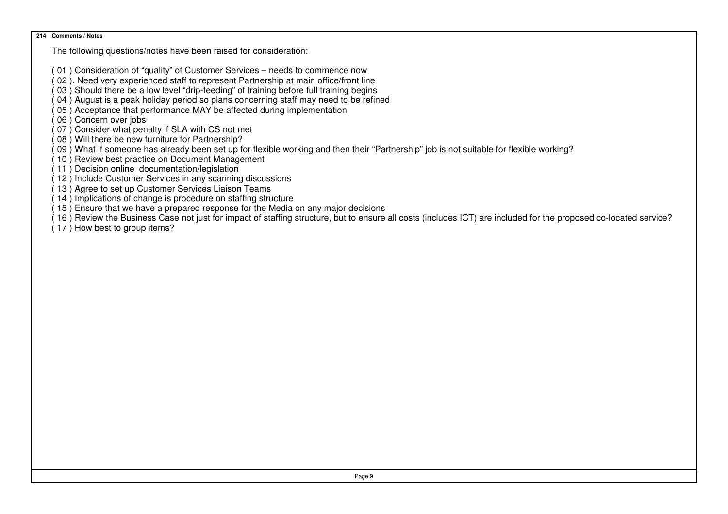**214 Comments / Notes**

The following questions/notes have been raised for consideration:

( 01 ) Consideration of "quality" of Customer Services – needs to commence now
( 02 ). Need very experienced staff to represent Partnership at main office/front line
( 03 ) Should there be a low level "drip-feeding" of training before full training begins
( 04 ) August is a peak holiday period so plans concerning staff may need to be refined
( 05 ) Acceptance that performance MAY be affected during implementation
( 06 ) Concern over jobs
( 07 ) Consider what penalty if SLA with CS not met
( 08 ) Will there be new furniture for Partnership?
( 09 ) What if someone has already been set up for flexible working and then their "Partnership" job is not suitable for flexible working?
( 10 ) Review best practice on Document Management
( 11 ) Decision online documentation/legislation
( 12 ) Include Customer Services in any scanning discussions
( 13 ) Agree to set up Customer Services Liaison Teams
( 14 ) Implications of change is procedure on staffing structure
( 15 ) Ensure that we have a prepared response for the Media on any major decisions
( 16 ) Review the Business Case not just for impact of staffing structure, but to ensure all costs (includes ICT) are included for the proposed co-located service?
( 17 ) How best to group items?